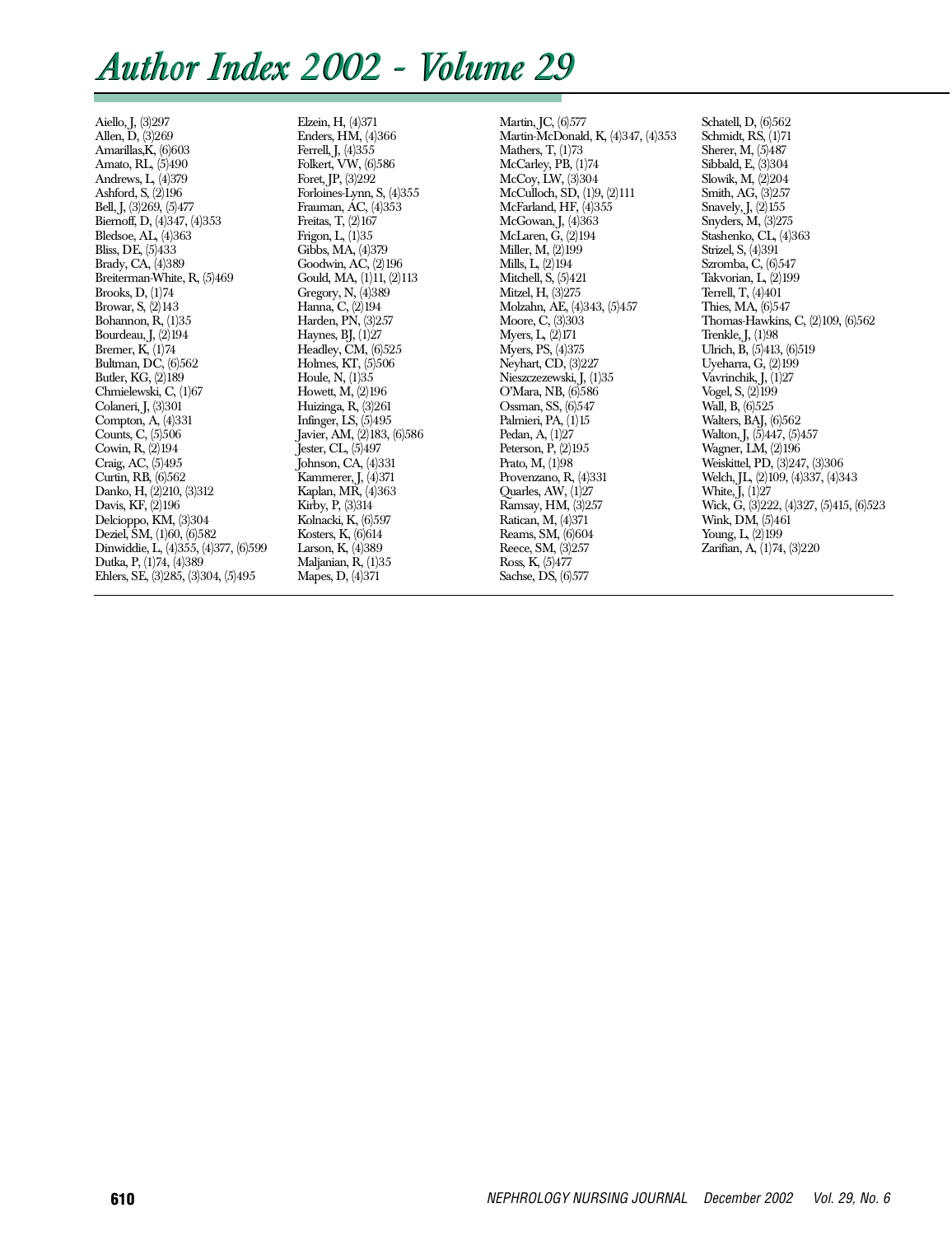# Author Index 2002 - Volume 29

Aiello, J, (3)297
Allen, D, (3)269
Amarillas,K, (6)603
Amato, RL, (5)490
Andrews, L, (4)379
Ashford, S, (2)196
Bell, J, (3)269, (5)477
Biernoff, D, (4)347, (4)353
Bledsoe, AL, (4)363
Bliss, DE, (5)433
Brady, CA, (4)389
Breiterman-White, R, (5)469
Brooks, D, (1)74
Browar, S, (2)143
Bohannon, R, (1)35
Bourdeau, J, (2)194
Bremer, K, (1)74
Bultman, DC, (6)562
Butler, KG, (2)189
Chmielewski, C, (1)67
Colaneri, J, (3)301
Compton, A, (4)331
Counts, C, (5)506
Cowin, R, (2)194
Craig, AC, (5)495
Curtin, RB, (6)562
Danko, H, (2)210, (3)312
Davis, KF, (2)196
Delcioppo, KM, (3)304
Deziel, SM, (1)60, (6)582
Dinwiddie, L, (4)355, (4)377, (6)599
Dutka, P, (1)74, (4)389
Ehlers, SE, (3)285, (3)304, (5)495
Elzein, H, (4)371
Enders, HM, (4)366
Ferrell, J, (4)355
Folkert, VW, (6)586
Foret, JP, (3)292
Forloines-Lynn, S, (4)355
Frauman, AC, (4)353
Freitas, T, (2)167
Frigon, L, (1)35
Gibbs, MA, (4)379
Goodwin, AC, (2)196
Gould, MA, (1)11, (2)113
Gregory, N, (4)389
Hanna, C, (2)194
Harden, PN, (3)257
Haynes, BJ, (1)27
Headley, CM, (6)525
Holmes, KT, (5)506
Houle, N, (1)35
Howett, M, (2)196
Huizinga, R, (3)261
Infinger, LS, (5)495
Javier, AM, (2)183, (6)586
Jester, CL, (5)497
Johnson, CA, (4)331
Kammerer, J, (4)371
Kaplan, MR, (4)363
Kirby, P, (3)314
Kolnacki, K, (6)597
Kosters, K, (6)614
Larson, K, (4)389
Maljanian, R, (1)35
Mapes, D, (4)371
Martin, JC, (6)577
Martin-McDonald, K, (4)347, (4)353
Mathers, T, (1)73
McCarley, PB, (1)74
McCoy, LW, (3)304
McCulloch, SD, (1)9, (2)111
McFarland, HF, (4)355
McGowan, J, (4)363
McLaren, G, (2)194
Miller, M, (2)199
Mills, L, (2)194
Mitchell, S, (5)421
Mitzel, H, (3)275
Molzahn, AE, (4)343, (5)457
Moore, C, (3)303
Myers, L, (2)171
Myers, PS, (4)375
Neyhart, CD, (3)227
Nieszczezewski, J, (1)35
O'Mara, NB, (6)586
Ossman, SS, (6)547
Palmieri, PA, (1)15
Pedan, A, (1)27
Peterson, P, (2)195
Prato, M, (1)98
Provenzano, R, (4)331
Quarles, AW, (1)27
Ramsay, HM, (3)257
Ratican, M, (4)371
Reams, SM, (6)604
Reece, SM, (3)257
Ross, K, (5)477
Sachse, DS, (6)577
Schatell, D, (6)562
Schmidt, RS, (1)71
Sherer, M, (5)487
Sibbald, E, (3)304
Slowik, M, (2)204
Smith, AG, (3)257
Snavely, J, (2)155
Snyders, M, (3)275
Stashenko, CL, (4)363
Strizel, S, (4)391
Szromba, C, (6)547
Takvorian, L, (2)199
Terrell, T, (4)401
Thies, MA, (6)547
Thomas-Hawkins, C, (2)109, (6)562
Trenkle, J, (1)98
Ulrich, B, (5)413, (6)519
Uyeharra, G, (2)199
Vavrinchik, J, (1)27
Vogel, S, (2)199
Wall, B, (6)525
Walters, BAJ, (6)562
Walton, J, (5)447, (5)457
Wagner, LM, (2)196
Weiskittel, PD, (3)247, (3)306
Welch, JL, (2)109, (4)337, (4)343
White, J, (1)27
Wick, G, (3)222, (4)327, (5)415, (6)523
Wink, DM, (5)461
Young, L, (2)199
Zarifian, A, (1)74, (3)220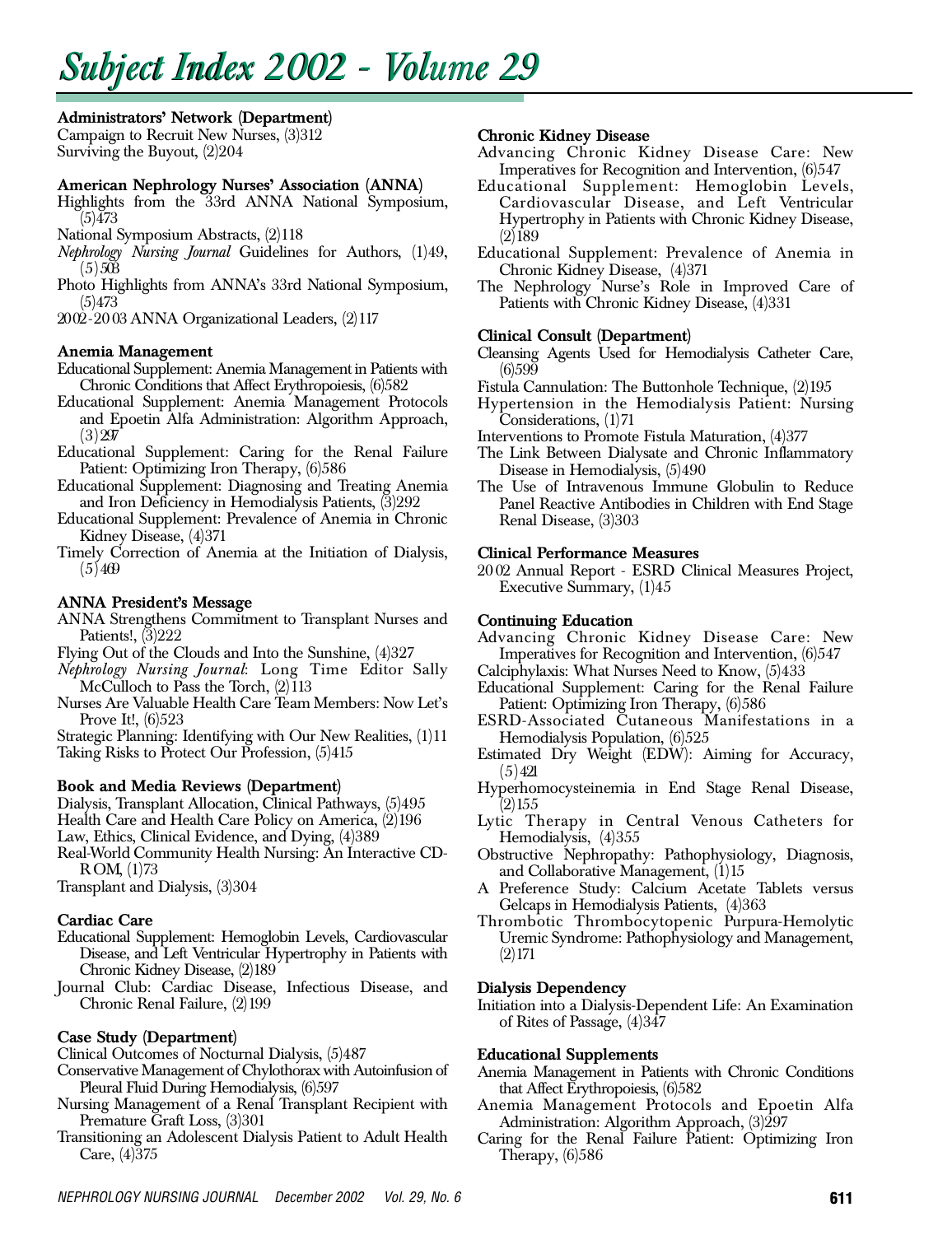# Subject Index 2002 - Volume 29

**Administrators' Network (Department)**

Campaign to Recruit New Nurses, (3)312
Surviving the Buyout, (2)204

**American Nephrology Nurses' Association (ANNA)**

Highlights from the 33rd ANNA National Symposium, (5)473
National Symposium Abstracts, (2)118
*Nephrology Nursing Journal* Guidelines for Authors, (1)49, (5)508
Photo Highlights from ANNA's 33rd National Symposium, (5)473
2002-2003 ANNA Organizational Leaders, (2)117

**Anemia Management**

Educational Supplement: Anemia Management in Patients with Chronic Conditions that Affect Erythropoiesis, (6)582
Educational Supplement: Anemia Management Protocols and Epoetin Alfa Administration: Algorithm Approach, (3)297
Educational Supplement: Caring for the Renal Failure Patient: Optimizing Iron Therapy, (6)586
Educational Supplement: Diagnosing and Treating Anemia and Iron Deficiency in Hemodialysis Patients, (3)292
Educational Supplement: Prevalence of Anemia in Chronic Kidney Disease, (4)371
Timely Correction of Anemia at the Initiation of Dialysis, (5)469

**ANNA President's Message**

ANNA Strengthens Commitment to Transplant Nurses and Patients!, (3)222
Flying Out of the Clouds and Into the Sunshine, (4)327
*Nephrology Nursing Journal*: Long Time Editor Sally McCulloch to Pass the Torch, (2)113
Nurses Are Valuable Health Care Team Members: Now Let's Prove It!, (6)523
Strategic Planning: Identifying with Our New Realities, (1)11
Taking Risks to Protect Our Profession, (5)415

**Book and Media Reviews (Department)**

Dialysis, Transplant Allocation, Clinical Pathways, (5)495
Health Care and Health Care Policy on America, (2)196
Law, Ethics, Clinical Evidence, and Dying, (4)389
Real-World Community Health Nursing: An Interactive CD-ROM, (1)73
Transplant and Dialysis, (3)304

**Cardiac Care**

Educational Supplement: Hemoglobin Levels, Cardiovascular Disease, and Left Ventricular Hypertrophy in Patients with Chronic Kidney Disease, (2)189
Journal Club: Cardiac Disease, Infectious Disease, and Chronic Renal Failure, (2)199

**Case Study (Department)**

Clinical Outcomes of Nocturnal Dialysis, (5)487
Conservative Management of Chylothorax with Autoinfusion of Pleural Fluid During Hemodialysis, (6)597
Nursing Management of a Renal Transplant Recipient with Premature Graft Loss, (3)301
Transitioning an Adolescent Dialysis Patient to Adult Health Care, (4)375

**Chronic Kidney Disease**

Advancing Chronic Kidney Disease Care: New Imperatives for Recognition and Intervention, (6)547
Educational Supplement: Hemoglobin Levels, Cardiovascular Disease, and Left Ventricular Hypertrophy in Patients with Chronic Kidney Disease, (2)189
Educational Supplement: Prevalence of Anemia in Chronic Kidney Disease, (4)371
The Nephrology Nurse's Role in Improved Care of Patients with Chronic Kidney Disease, (4)331

**Clinical Consult (Department)**

Cleansing Agents Used for Hemodialysis Catheter Care, (6)599
Fistula Cannulation: The Buttonhole Technique, (2)195
Hypertension in the Hemodialysis Patient: Nursing Considerations, (1)71
Interventions to Promote Fistula Maturation, (4)377
The Link Between Dialysate and Chronic Inflammatory Disease in Hemodialysis, (5)490
The Use of Intravenous Immune Globulin to Reduce Panel Reactive Antibodies in Children with End Stage Renal Disease, (3)303

**Clinical Performance Measures**

2002 Annual Report - ESRD Clinical Measures Project, Executive Summary, (1)45

**Continuing Education**

Advancing Chronic Kidney Disease Care: New Imperatives for Recognition and Intervention, (6)547
Calciphylaxis: What Nurses Need to Know, (5)433
Educational Supplement: Caring for the Renal Failure Patient: Optimizing Iron Therapy, (6)586
ESRD-Associated Cutaneous Manifestations in a Hemodialysis Population, (6)525
Estimated Dry Weight (EDW): Aiming for Accuracy, (5)421
Hyperhomocysteinemia in End Stage Renal Disease, (2)155
Lytic Therapy in Central Venous Catheters for Hemodialysis, (4)355
Obstructive Nephropathy: Pathophysiology, Diagnosis, and Collaborative Management, (1)15
A Preference Study: Calcium Acetate Tablets versus Gelcaps in Hemodialysis Patients, (4)363
Thrombotic Thrombocytopenic Purpura-Hemolytic Uremic Syndrome: Pathophysiology and Management, (2)171

**Dialysis Dependency**

Initiation into a Dialysis-Dependent Life: An Examination of Rites of Passage, (4)347

**Educational Supplements**

Anemia Management in Patients with Chronic Conditions that Affect Erythropoiesis, (6)582
Anemia Management Protocols and Epoetin Alfa Administration: Algorithm Approach, (3)297
Caring for the Renal Failure Patient: Optimizing Iron Therapy, (6)586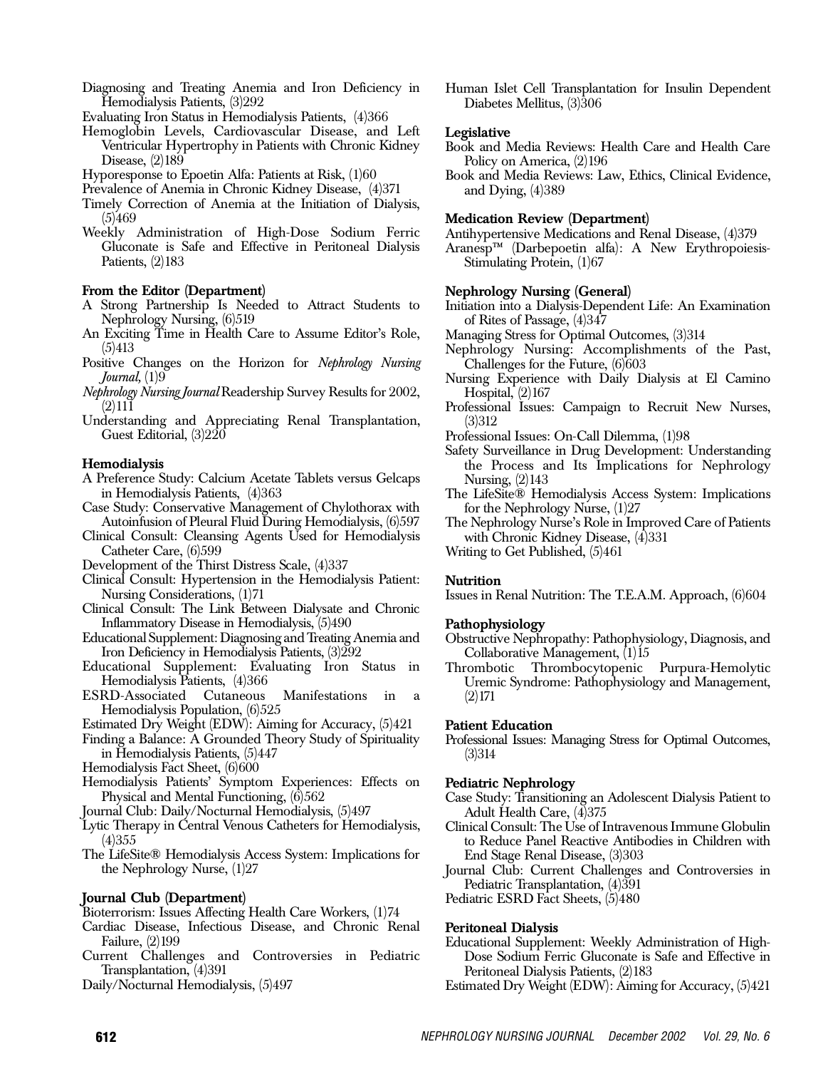Diagnosing and Treating Anemia and Iron Deficiency in Hemodialysis Patients, (3)292

Evaluating Iron Status in Hemodialysis Patients, (4)366

Hemoglobin Levels, Cardiovascular Disease, and Left Ventricular Hypertrophy in Patients with Chronic Kidney Disease, (2)189

Hyporesponse to Epoetin Alfa: Patients at Risk, (1)60

Prevalence of Anemia in Chronic Kidney Disease, (4)371

Timely Correction of Anemia at the Initiation of Dialysis, (5)469

Weekly Administration of High-Dose Sodium Ferric Gluconate is Safe and Effective in Peritoneal Dialysis Patients, (2)183

**From the Editor (Department)**

A Strong Partnership Is Needed to Attract Students to Nephrology Nursing, (6)519

An Exciting Time in Health Care to Assume Editor's Role, (5)413

Positive Changes on the Horizon for *Nephrology Nursing Journal,* (1)9

*Nephrology Nursing Journal* Readership Survey Results for 2002, (2)111

Understanding and Appreciating Renal Transplantation, Guest Editorial, (3)220

**Hemodialysis**

A Preference Study: Calcium Acetate Tablets versus Gelcaps in Hemodialysis Patients, (4)363

Case Study: Conservative Management of Chylothorax with Autoinfusion of Pleural Fluid During Hemodialysis, (6)597

Clinical Consult: Cleansing Agents Used for Hemodialysis Catheter Care, (6)599

Development of the Thirst Distress Scale, (4)337

Clinical Consult: Hypertension in the Hemodialysis Patient: Nursing Considerations, (1)71

Clinical Consult: The Link Between Dialysate and Chronic Inflammatory Disease in Hemodialysis, (5)490

Educational Supplement: Diagnosing and Treating Anemia and Iron Deficiency in Hemodialysis Patients, (3)292

Educational Supplement: Evaluating Iron Status in Hemodialysis Patients, (4)366

ESRD-Associated Cutaneous Manifestations in a Hemodialysis Population, (6)525

Estimated Dry Weight (EDW): Aiming for Accuracy, (5)421

Finding a Balance: A Grounded Theory Study of Spirituality in Hemodialysis Patients, (5)447

Hemodialysis Fact Sheet, (6)600

Hemodialysis Patients' Symptom Experiences: Effects on Physical and Mental Functioning, (6)562

Journal Club: Daily/Nocturnal Hemodialysis, (5)497

Lytic Therapy in Central Venous Catheters for Hemodialysis, (4)355

The LifeSite® Hemodialysis Access System: Implications for the Nephrology Nurse, (1)27

**Journal Club (Department)**

Bioterrorism: Issues Affecting Health Care Workers, (1)74

Cardiac Disease, Infectious Disease, and Chronic Renal Failure, (2)199

Current Challenges and Controversies in Pediatric Transplantation, (4)391

Daily/Nocturnal Hemodialysis, (5)497

Human Islet Cell Transplantation for Insulin Dependent Diabetes Mellitus, (3)306

**Legislative**

Book and Media Reviews: Health Care and Health Care Policy on America, (2)196

Book and Media Reviews: Law, Ethics, Clinical Evidence, and Dying, (4)389

**Medication Review (Department)**

Antihypertensive Medications and Renal Disease, (4)379

Aranesp™ (Darbepoetin alfa): A New Erythropoiesis-Stimulating Protein, (1)67

**Nephrology Nursing (General)**

Initiation into a Dialysis-Dependent Life: An Examination of Rites of Passage, (4)347

Managing Stress for Optimal Outcomes, (3)314

Nephrology Nursing: Accomplishments of the Past, Challenges for the Future, (6)603

Nursing Experience with Daily Dialysis at El Camino Hospital, (2)167

Professional Issues: Campaign to Recruit New Nurses, (3)312

Professional Issues: On-Call Dilemma, (1)98

Safety Surveillance in Drug Development: Understanding the Process and Its Implications for Nephrology Nursing, (2)143

The LifeSite® Hemodialysis Access System: Implications for the Nephrology Nurse, (1)27

The Nephrology Nurse's Role in Improved Care of Patients with Chronic Kidney Disease, (4)331

Writing to Get Published, (5)461

**Nutrition**

Issues in Renal Nutrition: The T.E.A.M. Approach, (6)604

**Pathophysiology**

Obstructive Nephropathy: Pathophysiology, Diagnosis, and Collaborative Management, (1)15

Thrombotic Thrombocytopenic Purpura-Hemolytic Uremic Syndrome: Pathophysiology and Management, (2)171

**Patient Education**

Professional Issues: Managing Stress for Optimal Outcomes, (3)314

**Pediatric Nephrology**

Case Study: Transitioning an Adolescent Dialysis Patient to Adult Health Care, (4)375

Clinical Consult: The Use of Intravenous Immune Globulin to Reduce Panel Reactive Antibodies in Children with End Stage Renal Disease, (3)303

Journal Club: Current Challenges and Controversies in Pediatric Transplantation, (4)391

Pediatric ESRD Fact Sheets, (5)480

**Peritoneal Dialysis**

Educational Supplement: Weekly Administration of High-Dose Sodium Ferric Gluconate is Safe and Effective in Peritoneal Dialysis Patients, (2)183

Estimated Dry Weight (EDW): Aiming for Accuracy, (5)421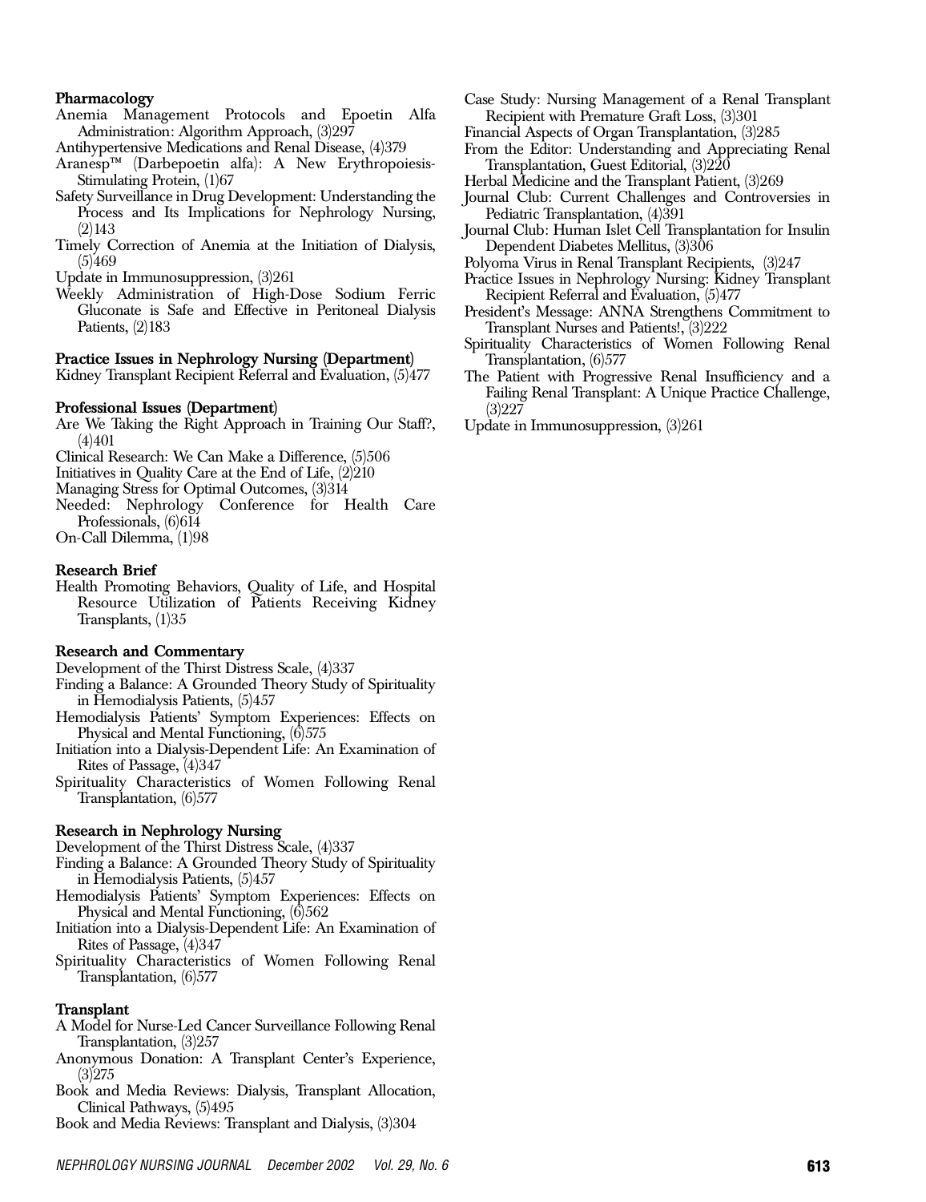**Pharmacology**

Anemia Management Protocols and Epoetin Alfa Administration: Algorithm Approach, (3)297

Antihypertensive Medications and Renal Disease, (4)379

Aranesp™ (Darbepoetin alfa): A New Erythropoiesis-Stimulating Protein, (1)67

Safety Surveillance in Drug Development: Understanding the Process and Its Implications for Nephrology Nursing, (2)143

Timely Correction of Anemia at the Initiation of Dialysis, (5)469

Update in Immunosuppression, (3)261

Weekly Administration of High-Dose Sodium Ferric Gluconate is Safe and Effective in Peritoneal Dialysis Patients, (2)183

**Practice Issues in Nephrology Nursing (Department)**

Kidney Transplant Recipient Referral and Evaluation, (5)477

**Professional Issues (Department)**

Are We Taking the Right Approach in Training Our Staff?, (4)401

Clinical Research: We Can Make a Difference, (5)506

Initiatives in Quality Care at the End of Life, (2)210

Managing Stress for Optimal Outcomes, (3)314

Needed: Nephrology Conference for Health Care Professionals, (6)614

On-Call Dilemma, (1)98

**Research Brief**

Health Promoting Behaviors, Quality of Life, and Hospital Resource Utilization of Patients Receiving Kidney Transplants, (1)35

**Research and Commentary**

Development of the Thirst Distress Scale, (4)337

Finding a Balance: A Grounded Theory Study of Spirituality in Hemodialysis Patients, (5)457

Hemodialysis Patients' Symptom Experiences: Effects on Physical and Mental Functioning, (6)575

Initiation into a Dialysis-Dependent Life: An Examination of Rites of Passage, (4)347

Spirituality Characteristics of Women Following Renal Transplantation, (6)577

**Research in Nephrology Nursing**

Development of the Thirst Distress Scale, (4)337

Finding a Balance: A Grounded Theory Study of Spirituality in Hemodialysis Patients, (5)457

Hemodialysis Patients' Symptom Experiences: Effects on Physical and Mental Functioning, (6)562

Initiation into a Dialysis-Dependent Life: An Examination of Rites of Passage, (4)347

Spirituality Characteristics of Women Following Renal Transplantation, (6)577

**Transplant**

A Model for Nurse-Led Cancer Surveillance Following Renal Transplantation, (3)257

Anonymous Donation: A Transplant Center's Experience, (3)275

Book and Media Reviews: Dialysis, Transplant Allocation, Clinical Pathways, (5)495

Book and Media Reviews: Transplant and Dialysis, (3)304

Case Study: Nursing Management of a Renal Transplant Recipient with Premature Graft Loss, (3)301

Financial Aspects of Organ Transplantation, (3)285

From the Editor: Understanding and Appreciating Renal Transplantation, Guest Editorial, (3)220

Herbal Medicine and the Transplant Patient, (3)269

Journal Club: Current Challenges and Controversies in Pediatric Transplantation, (4)391

Journal Club: Human Islet Cell Transplantation for Insulin Dependent Diabetes Mellitus, (3)306

Polyoma Virus in Renal Transplant Recipients, (3)247

Practice Issues in Nephrology Nursing: Kidney Transplant Recipient Referral and Evaluation, (5)477

President's Message: ANNA Strengthens Commitment to Transplant Nurses and Patients!, (3)222

Spirituality Characteristics of Women Following Renal Transplantation, (6)577

The Patient with Progressive Renal Insufficiency and a Failing Renal Transplant: A Unique Practice Challenge, (3)227

Update in Immunosuppression, (3)261